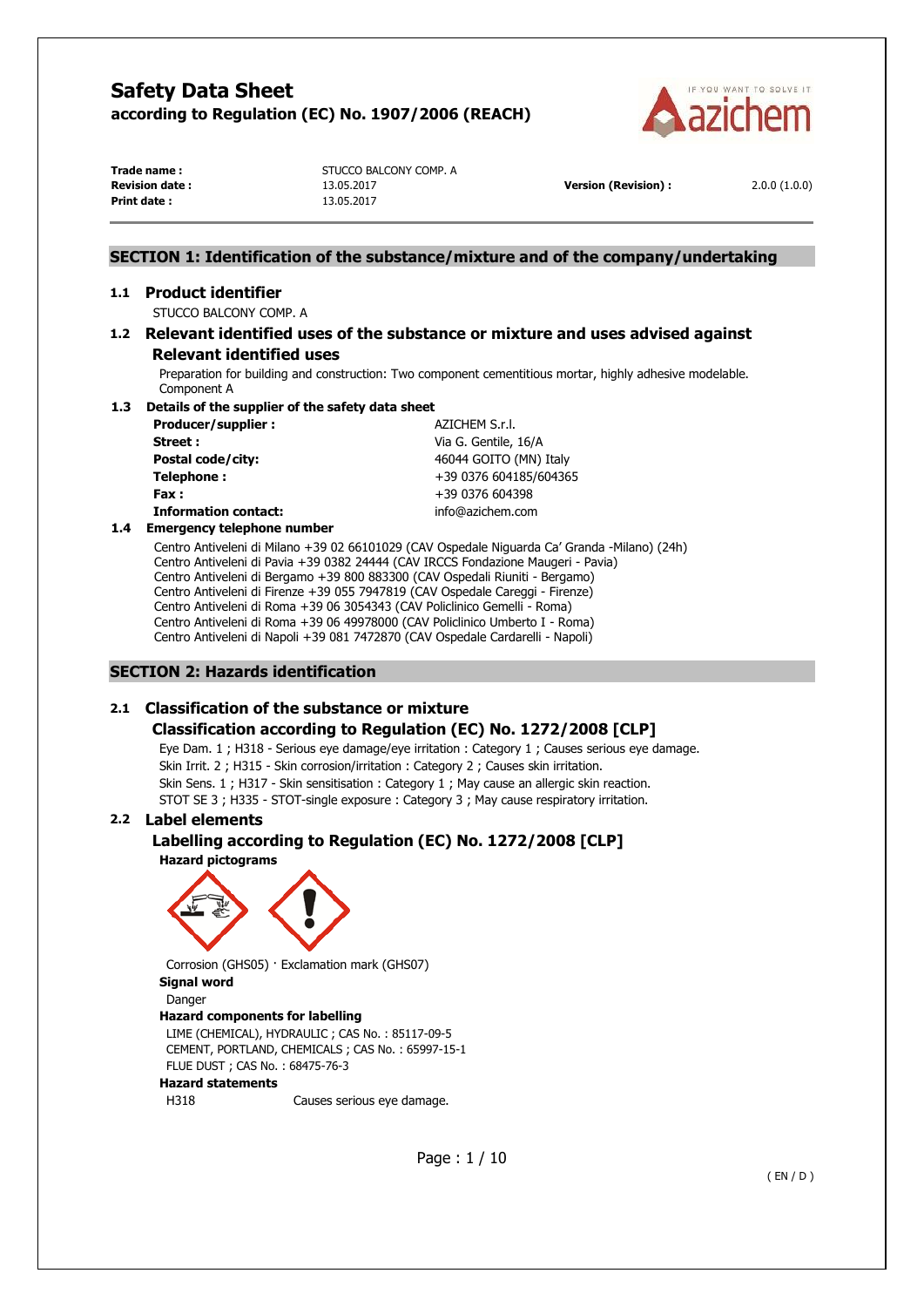# Safety Data Sheet

**according to Regulation (EC) No. 1907/2006 (REACH)**

| | | | |
|---|---|---|---|
| **Trade name :** | STUCCO BALCONY COMP. A | | |
| **Revision date :** | 13.05.2017 | **Version (Revision) :** | 2.0.0 (1.0.0) |
| **Print date :** | 13.05.2017 | | |

## SECTION 1: Identification of the substance/mixture and of the company/undertaking

### 1.1 Product identifier

STUCCO BALCONY COMP. A

### 1.2 Relevant identified uses of the substance or mixture and uses advised against

#### Relevant identified uses

Preparation for building and construction: Two component cementitious mortar, highly adhesive modelable. Component A

### 1.3 Details of the supplier of the safety data sheet

| | |
|---|---|
| **Producer/supplier :** | AZICHEM S.r.l. |
| **Street :** | Via G. Gentile, 16/A |
| **Postal code/city:** | 46044 GOITO (MN) Italy |
| **Telephone :** | +39 0376 604185/604365 |
| **Fax :** | +39 0376 604398 |
| **Information contact:** | info@azichem.com |

### 1.4 Emergency telephone number

Centro Antiveleni di Milano +39 02 66101029 (CAV Ospedale Niguarda Ca' Granda -Milano) (24h)
Centro Antiveleni di Pavia +39 0382 24444 (CAV IRCCS Fondazione Maugeri - Pavia)
Centro Antiveleni di Bergamo +39 800 883300 (CAV Ospedali Riuniti - Bergamo)
Centro Antiveleni di Firenze +39 055 7947819 (CAV Ospedale Careggi - Firenze)
Centro Antiveleni di Roma +39 06 3054343 (CAV Policlinico Gemelli - Roma)
Centro Antiveleni di Roma +39 06 49978000 (CAV Policlinico Umberto I - Roma)
Centro Antiveleni di Napoli +39 081 7472870 (CAV Ospedale Cardarelli - Napoli)

## SECTION 2: Hazards identification

### 2.1 Classification of the substance or mixture

#### Classification according to Regulation (EC) No. 1272/2008 [CLP]

Eye Dam. 1 ; H318 - Serious eye damage/eye irritation : Category 1 ; Causes serious eye damage.
Skin Irrit. 2 ; H315 - Skin corrosion/irritation : Category 2 ; Causes skin irritation.
Skin Sens. 1 ; H317 - Skin sensitisation : Category 1 ; May cause an allergic skin reaction.
STOT SE 3 ; H335 - STOT-single exposure : Category 3 ; May cause respiratory irritation.

### 2.2 Label elements

#### Labelling according to Regulation (EC) No. 1272/2008 [CLP]

**Hazard pictograms**

Corrosion (GHS05) · Exclamation mark (GHS07)

**Signal word**

Danger

**Hazard components for labelling**

LIME (CHEMICAL), HYDRAULIC ; CAS No. : 85117-09-5
CEMENT, PORTLAND, CHEMICALS ; CAS No. : 65997-15-1
FLUE DUST ; CAS No. : 68475-76-3

**Hazard statements**

H318 Causes serious eye damage.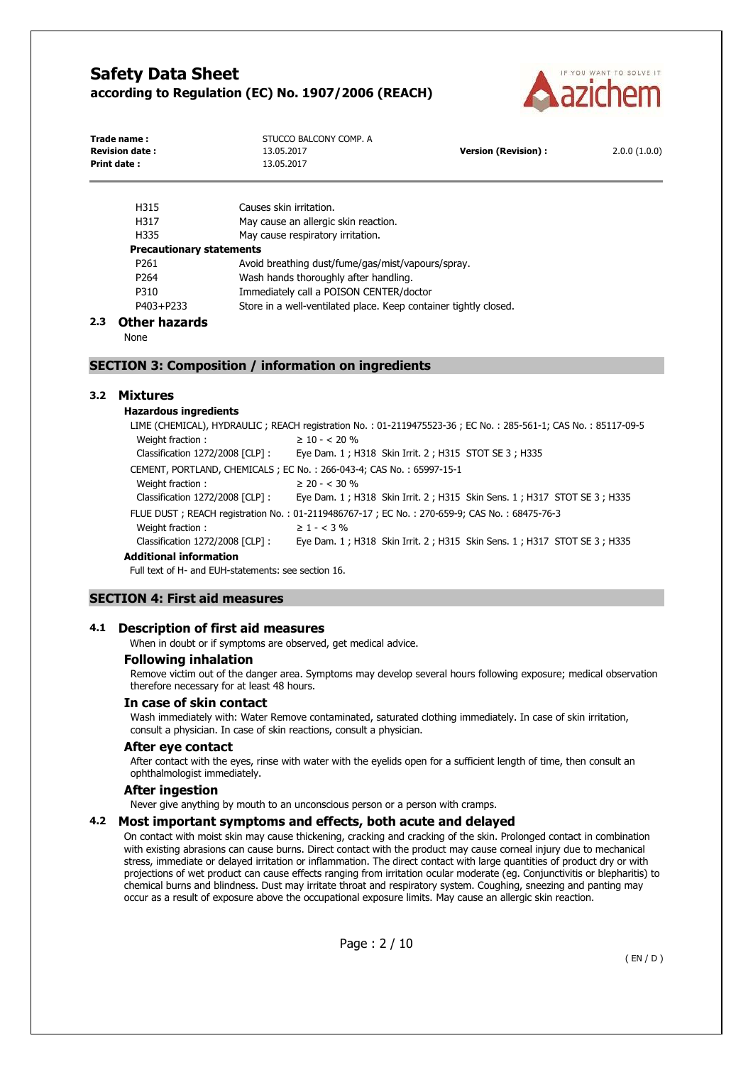| | |
|---|---|
| H315 | Causes skin irritation. |
| H317 | May cause an allergic skin reaction. |
| H335 | May cause respiratory irritation. |

**Precautionary statements**

| | |
|---|---|
| P261 | Avoid breathing dust/fume/gas/mist/vapours/spray. |
| P264 | Wash hands thoroughly after handling. |
| P310 | Immediately call a POISON CENTER/doctor |
| P403+P233 | Store in a well-ventilated place. Keep container tightly closed. |

### 2.3 Other hazards

None

## SECTION 3: Composition / information on ingredients

### 3.2 Mixtures

**Hazardous ingredients**

LIME (CHEMICAL), HYDRAULIC ; REACH registration No. : 01-2119475523-36 ; EC No. : 285-561-1; CAS No. : 85117-09-5

| | |
|---|---|
| Weight fraction : | ≥ 10 - < 20 % |
| Classification 1272/2008 [CLP] : | Eye Dam. 1 ; H318 Skin Irrit. 2 ; H315 STOT SE 3 ; H335 |

CEMENT, PORTLAND, CHEMICALS ; EC No. : 266-043-4; CAS No. : 65997-15-1

| | |
|---|---|
| Weight fraction : | ≥ 20 - < 30 % |
| Classification 1272/2008 [CLP] : | Eye Dam. 1 ; H318 Skin Irrit. 2 ; H315 Skin Sens. 1 ; H317 STOT SE 3 ; H335 |

FLUE DUST ; REACH registration No. : 01-2119486767-17 ; EC No. : 270-659-9; CAS No. : 68475-76-3

| | |
|---|---|
| Weight fraction : | ≥ 1 - < 3 % |
| Classification 1272/2008 [CLP] : | Eye Dam. 1 ; H318 Skin Irrit. 2 ; H315 Skin Sens. 1 ; H317 STOT SE 3 ; H335 |

**Additional information**

Full text of H- and EUH-statements: see section 16.

## SECTION 4: First aid measures

### 4.1 Description of first aid measures

When in doubt or if symptoms are observed, get medical advice.

#### Following inhalation

Remove victim out of the danger area. Symptoms may develop several hours following exposure; medical observation therefore necessary for at least 48 hours.

#### In case of skin contact

Wash immediately with: Water Remove contaminated, saturated clothing immediately. In case of skin irritation, consult a physician. In case of skin reactions, consult a physician.

#### After eye contact

After contact with the eyes, rinse with water with the eyelids open for a sufficient length of time, then consult an ophthalmologist immediately.

#### After ingestion

Never give anything by mouth to an unconscious person or a person with cramps.

### 4.2 Most important symptoms and effects, both acute and delayed

On contact with moist skin may cause thickening, cracking and cracking of the skin. Prolonged contact in combination with existing abrasions can cause burns. Direct contact with the product may cause corneal injury due to mechanical stress, immediate or delayed irritation or inflammation. The direct contact with large quantities of product dry or with projections of wet product can cause effects ranging from irritation ocular moderate (eg. Conjunctivitis or blepharitis) to chemical burns and blindness. Dust may irritate throat and respiratory system. Coughing, sneezing and panting may occur as a result of exposure above the occupational exposure limits. May cause an allergic skin reaction.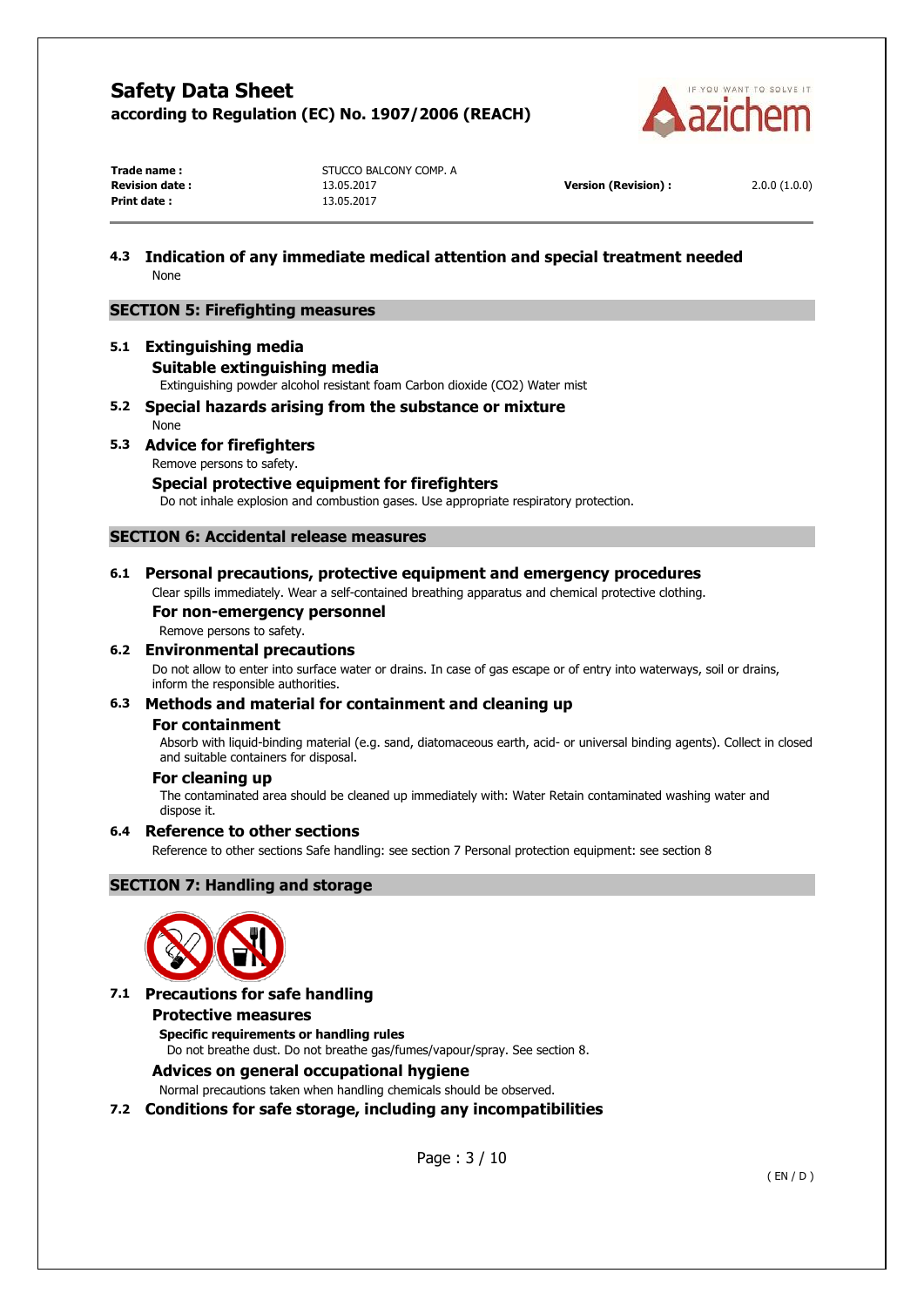### 4.3 Indication of any immediate medical attention and special treatment needed

None

## SECTION 5: Firefighting measures

### 5.1 Extinguishing media

#### Suitable extinguishing media

Extinguishing powder alcohol resistant foam Carbon dioxide ($CO_2$) Water mist

### 5.2 Special hazards arising from the substance or mixture

None

### 5.3 Advice for firefighters

Remove persons to safety.

#### Special protective equipment for firefighters

Do not inhale explosion and combustion gases. Use appropriate respiratory protection.

## SECTION 6: Accidental release measures

### 6.1 Personal precautions, protective equipment and emergency procedures

Clear spills immediately. Wear a self-contained breathing apparatus and chemical protective clothing.

#### For non-emergency personnel

Remove persons to safety.

### 6.2 Environmental precautions

Do not allow to enter into surface water or drains. In case of gas escape or of entry into waterways, soil or drains, inform the responsible authorities.

### 6.3 Methods and material for containment and cleaning up

#### For containment

Absorb with liquid-binding material (e.g. sand, diatomaceous earth, acid- or universal binding agents). Collect in closed and suitable containers for disposal.

#### For cleaning up

The contaminated area should be cleaned up immediately with: Water Retain contaminated washing water and dispose it.

### 6.4 Reference to other sections

Reference to other sections Safe handling: see section 7 Personal protection equipment: see section 8

## SECTION 7: Handling and storage

### 7.1 Precautions for safe handling

#### Protective measures

**Specific requirements or handling rules**

Do not breathe dust. Do not breathe gas/fumes/vapour/spray. See section 8.

#### Advices on general occupational hygiene

Normal precautions taken when handling chemicals should be observed.

### 7.2 Conditions for safe storage, including any incompatibilities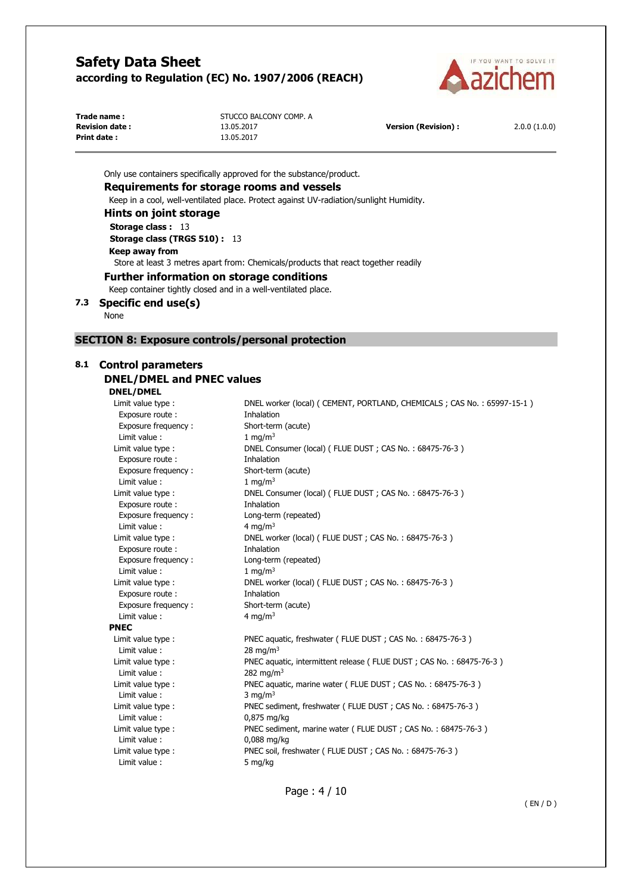Only use containers specifically approved for the substance/product.

### Requirements for storage rooms and vessels

Keep in a cool, well-ventilated place. Protect against UV-radiation/sunlight Humidity.

### Hints on joint storage

**Storage class :** 13

**Storage class (TRGS 510) :** 13

**Keep away from**

Store at least 3 metres apart from: Chemicals/products that react together readily

### Further information on storage conditions

Keep container tightly closed and in a well-ventilated place.

## 7.3 Specific end use(s)

None

# SECTION 8: Exposure controls/personal protection

## 8.1 Control parameters

### DNEL/DMEL and PNEC values

**DNEL/DMEL**

| | |
|---|---|
| Limit value type : | DNEL worker (local) ( CEMENT, PORTLAND, CHEMICALS ; CAS No. : 65997-15-1 ) |
| Exposure route : | Inhalation |
| Exposure frequency : | Short-term (acute) |
| Limit value : | 1 $mg/m^3$ |
| Limit value type : | DNEL Consumer (local) ( FLUE DUST ; CAS No. : 68475-76-3 ) |
| Exposure route : | Inhalation |
| Exposure frequency : | Short-term (acute) |
| Limit value : | 1 $mg/m^3$ |
| Limit value type : | DNEL Consumer (local) ( FLUE DUST ; CAS No. : 68475-76-3 ) |
| Exposure route : | Inhalation |
| Exposure frequency : | Long-term (repeated) |
| Limit value : | 4 $mg/m^3$ |
| Limit value type : | DNEL worker (local) ( FLUE DUST ; CAS No. : 68475-76-3 ) |
| Exposure route : | Inhalation |
| Exposure frequency : | Long-term (repeated) |
| Limit value : | 1 $mg/m^3$ |
| Limit value type : | DNEL worker (local) ( FLUE DUST ; CAS No. : 68475-76-3 ) |
| Exposure route : | Inhalation |
| Exposure frequency : | Short-term (acute) |
| Limit value : | 4 $mg/m^3$ |

**PNEC**

| | |
|---|---|
| Limit value type : | PNEC aquatic, freshwater ( FLUE DUST ; CAS No. : 68475-76-3 ) |
| Limit value : | 28 $mg/m^3$ |
| Limit value type : | PNEC aquatic, intermittent release ( FLUE DUST ; CAS No. : 68475-76-3 ) |
| Limit value : | 282 $mg/m^3$ |
| Limit value type : | PNEC aquatic, marine water ( FLUE DUST ; CAS No. : 68475-76-3 ) |
| Limit value : | 3 $mg/m^3$ |
| Limit value type : | PNEC sediment, freshwater ( FLUE DUST ; CAS No. : 68475-76-3 ) |
| Limit value : | 0,875 mg/kg |
| Limit value type : | PNEC sediment, marine water ( FLUE DUST ; CAS No. : 68475-76-3 ) |
| Limit value : | 0,088 mg/kg |
| Limit value type : | PNEC soil, freshwater ( FLUE DUST ; CAS No. : 68475-76-3 ) |
| Limit value : | 5 mg/kg |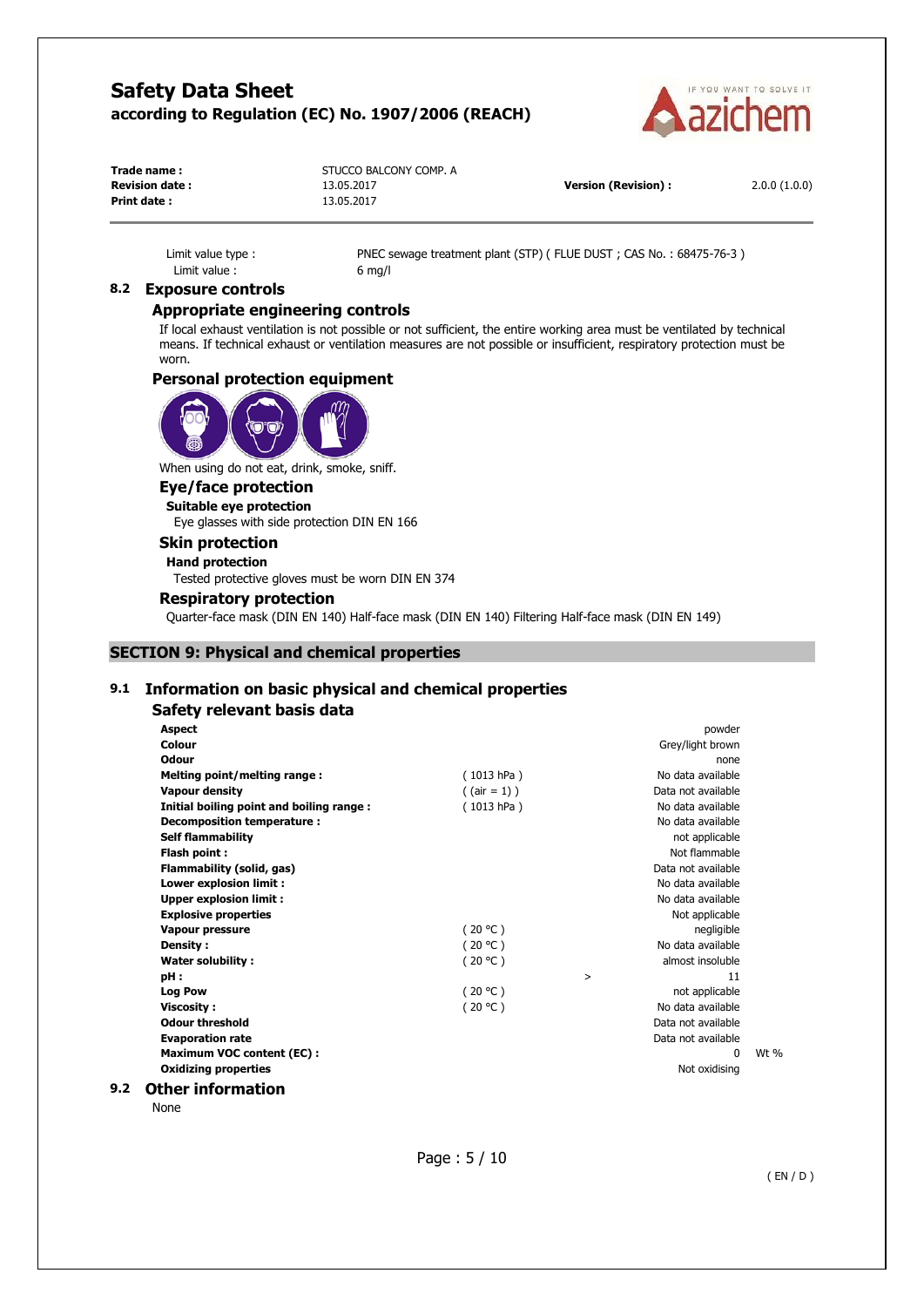Limit value type : PNEC sewage treatment plant (STP) ( FLUE DUST ; CAS No. : 68475-76-3 )
Limit value : 6 mg/l

## 8.2 Exposure controls

### Appropriate engineering controls

If local exhaust ventilation is not possible or not sufficient, the entire working area must be ventilated by technical means. If technical exhaust or ventilation measures are not possible or insufficient, respiratory protection must be worn.

### Personal protection equipment

When using do not eat, drink, smoke, sniff.

### Eye/face protection

**Suitable eye protection**

Eye glasses with side protection DIN EN 166

### Skin protection

**Hand protection**

Tested protective gloves must be worn DIN EN 374

### Respiratory protection

Quarter-face mask (DIN EN 140) Half-face mask (DIN EN 140) Filtering Half-face mask (DIN EN 149)

## SECTION 9: Physical and chemical properties

## 9.1 Information on basic physical and chemical properties

### Safety relevant basis data

| Property | Condition | | Value | Unit |
|---|---|---|---|---|
| **Aspect** | | | powder | |
| **Colour** | | | Grey/light brown | |
| **Odour** | | | none | |
| **Melting point/melting range :** | ( 1013 hPa ) | | No data available | |
| **Vapour density** | ( (air = 1) ) | | Data not available | |
| **Initial boiling point and boiling range :** | ( 1013 hPa ) | | No data available | |
| **Decomposition temperature :** | | | No data available | |
| **Self flammability** | | | not applicable | |
| **Flash point :** | | | Not flammable | |
| **Flammability (solid, gas)** | | | Data not available | |
| **Lower explosion limit :** | | | No data available | |
| **Upper explosion limit :** | | | No data available | |
| **Explosive properties** | | | Not applicable | |
| **Vapour pressure** | ( 20 °C ) | | negligible | |
| **Density :** | ( 20 °C ) | | No data available | |
| **Water solubility :** | ( 20 °C ) | | almost insoluble | |
| **pH :** | | > | 11 | |
| **Log Pow** | ( 20 °C ) | | not applicable | |
| **Viscosity :** | ( 20 °C ) | | No data available | |
| **Odour threshold** | | | Data not available | |
| **Evaporation rate** | | | Data not available | |
| **Maximum VOC content (EC) :** | | | 0 | Wt % |
| **Oxidizing properties** | | | Not oxidising | |

## 9.2 Other information

None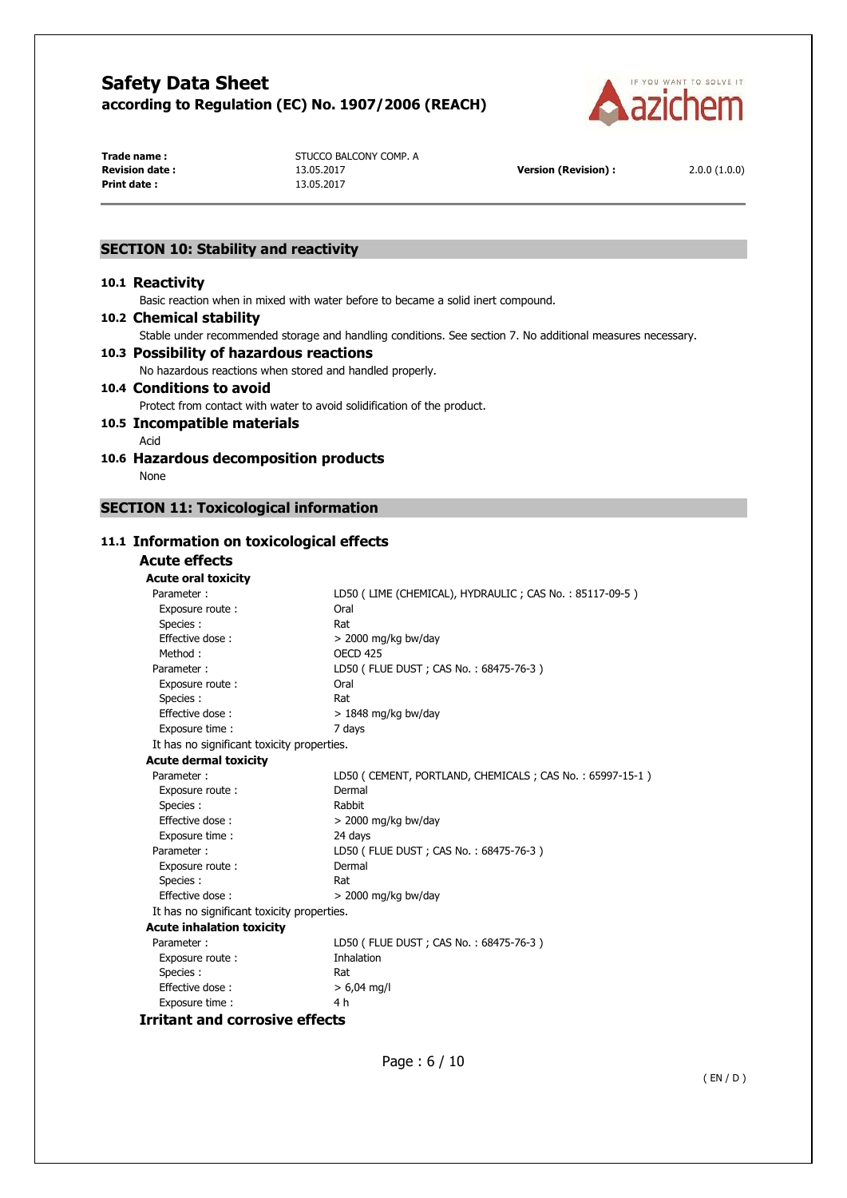## SECTION 10: Stability and reactivity

### 10.1 Reactivity

Basic reaction when in mixed with water before to became a solid inert compound.

### 10.2 Chemical stability

Stable under recommended storage and handling conditions. See section 7. No additional measures necessary.

### 10.3 Possibility of hazardous reactions

No hazardous reactions when stored and handled properly.

### 10.4 Conditions to avoid

Protect from contact with water to avoid solidification of the product.

### 10.5 Incompatible materials

Acid

### 10.6 Hazardous decomposition products

None

## SECTION 11: Toxicological information

### 11.1 Information on toxicological effects

#### Acute effects

**Acute oral toxicity**

| | |
|---|---|
| Parameter : | LD50 ( LIME (CHEMICAL), HYDRAULIC ; CAS No. : 85117-09-5 ) |
| Exposure route : | Oral |
| Species : | Rat |
| Effective dose : | > 2000 mg/kg bw/day |
| Method : | OECD 425 |
| Parameter : | LD50 ( FLUE DUST ; CAS No. : 68475-76-3 ) |
| Exposure route : | Oral |
| Species : | Rat |
| Effective dose : | > 1848 mg/kg bw/day |
| Exposure time : | 7 days |

It has no significant toxicity properties.

**Acute dermal toxicity**

| | |
|---|---|
| Parameter : | LD50 ( CEMENT, PORTLAND, CHEMICALS ; CAS No. : 65997-15-1 ) |
| Exposure route : | Dermal |
| Species : | Rabbit |
| Effective dose : | > 2000 mg/kg bw/day |
| Exposure time : | 24 days |
| Parameter : | LD50 ( FLUE DUST ; CAS No. : 68475-76-3 ) |
| Exposure route : | Dermal |
| Species : | Rat |
| Effective dose : | > 2000 mg/kg bw/day |

It has no significant toxicity properties.

**Acute inhalation toxicity**

| | |
|---|---|
| Parameter : | LD50 ( FLUE DUST ; CAS No. : 68475-76-3 ) |
| Exposure route : | Inhalation |
| Species : | Rat |
| Effective dose : | > 6,04 mg/l |
| Exposure time : | 4 h |

#### Irritant and corrosive effects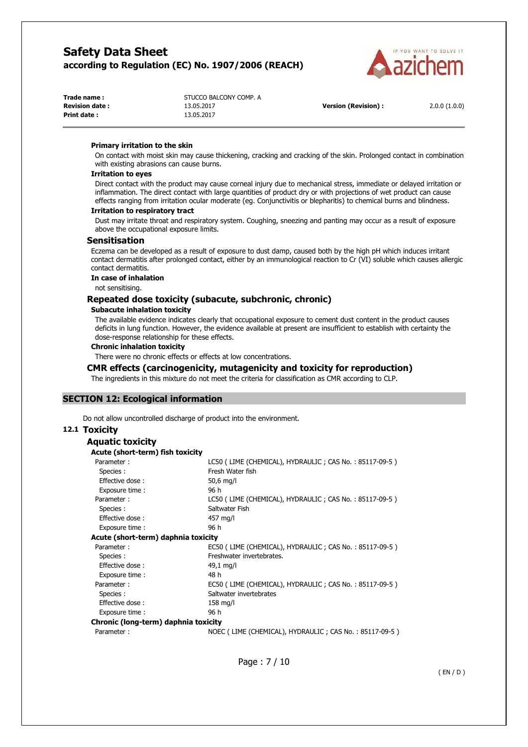**Primary irritation to the skin**

On contact with moist skin may cause thickening, cracking and cracking of the skin. Prolonged contact in combination with existing abrasions can cause burns.

**Irritation to eyes**

Direct contact with the product may cause corneal injury due to mechanical stress, immediate or delayed irritation or inflammation. The direct contact with large quantities of product dry or with projections of wet product can cause effects ranging from irritation ocular moderate (eg. Conjunctivitis or blepharitis) to chemical burns and blindness.

**Irritation to respiratory tract**

Dust may irritate throat and respiratory system. Coughing, sneezing and panting may occur as a result of exposure above the occupational exposure limits.

### Sensitisation

Eczema can be developed as a result of exposure to dust damp, caused both by the high pH which induces irritant contact dermatitis after prolonged contact, either by an immunological reaction to Cr (VI) soluble which causes allergic contact dermatitis.

**In case of inhalation**

not sensitising.

### Repeated dose toxicity (subacute, subchronic, chronic)

**Subacute inhalation toxicity**

The available evidence indicates clearly that occupational exposure to cement dust content in the product causes deficits in lung function. However, the evidence available at present are insufficient to establish with certainty the dose-response relationship for these effects.

**Chronic inhalation toxicity**

There were no chronic effects or effects at low concentrations.

### CMR effects (carcinogenicity, mutagenicity and toxicity for reproduction)

The ingredients in this mixture do not meet the criteria for classification as CMR according to CLP.

## SECTION 12: Ecological information

Do not allow uncontrolled discharge of product into the environment.

### 12.1 Toxicity

#### Aquatic toxicity

**Acute (short-term) fish toxicity**

| | |
|---|---|
| Parameter : | LC50 ( LIME (CHEMICAL), HYDRAULIC ; CAS No. : 85117-09-5 ) |
| Species : | Fresh Water fish |
| Effective dose : | 50,6 mg/l |
| Exposure time : | 96 h |
| Parameter : | LC50 ( LIME (CHEMICAL), HYDRAULIC ; CAS No. : 85117-09-5 ) |
| Species : | Saltwater Fish |
| Effective dose : | 457 mg/l |
| Exposure time : | 96 h |

**Acute (short-term) daphnia toxicity**

| | |
|---|---|
| Parameter : | EC50 ( LIME (CHEMICAL), HYDRAULIC ; CAS No. : 85117-09-5 ) |
| Species : | Freshwater invertebrates. |
| Effective dose : | 49,1 mg/l |
| Exposure time : | 48 h |
| Parameter : | EC50 ( LIME (CHEMICAL), HYDRAULIC ; CAS No. : 85117-09-5 ) |
| Species : | Saltwater invertebrates |
| Effective dose : | 158 mg/l |
| Exposure time : | 96 h |

**Chronic (long-term) daphnia toxicity**

| | |
|---|---|
| Parameter : | NOEC ( LIME (CHEMICAL), HYDRAULIC ; CAS No. : 85117-09-5 ) |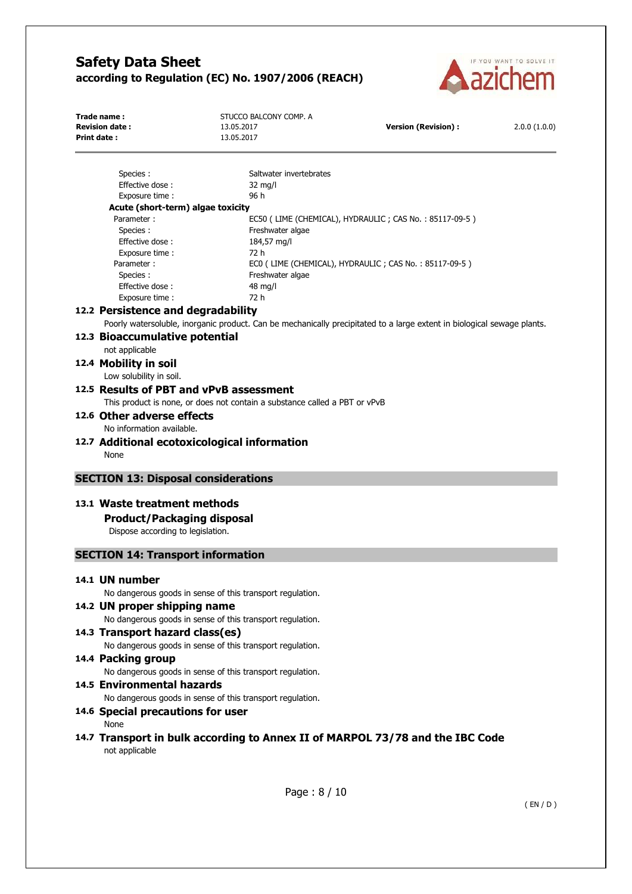| | |
|---|---|
| Species : | Saltwater invertebrates |
| Effective dose : | 32 mg/l |
| Exposure time : | 96 h |

**Acute (short-term) algae toxicity**

| | |
|---|---|
| Parameter : | EC50 ( LIME (CHEMICAL), HYDRAULIC ; CAS No. : 85117-09-5 ) |
| Species : | Freshwater algae |
| Effective dose : | 184,57 mg/l |
| Exposure time : | 72 h |
| Parameter : | EC0 ( LIME (CHEMICAL), HYDRAULIC ; CAS No. : 85117-09-5 ) |
| Species : | Freshwater algae |
| Effective dose : | 48 mg/l |
| Exposure time : | 72 h |

### 12.2 Persistence and degradability

Poorly watersoluble, inorganic product. Can be mechanically precipitated to a large extent in biological sewage plants.

### 12.3 Bioaccumulative potential

not applicable

### 12.4 Mobility in soil

Low solubility in soil.

### 12.5 Results of PBT and vPvB assessment

This product is none, or does not contain a substance called a PBT or vPvB

### 12.6 Other adverse effects

No information available.

### 12.7 Additional ecotoxicological information

None

## SECTION 13: Disposal considerations

### 13.1 Waste treatment methods

**Product/Packaging disposal**

Dispose according to legislation.

## SECTION 14: Transport information

### 14.1 UN number

No dangerous goods in sense of this transport regulation.

### 14.2 UN proper shipping name

No dangerous goods in sense of this transport regulation.

### 14.3 Transport hazard class(es)

No dangerous goods in sense of this transport regulation.

### 14.4 Packing group

No dangerous goods in sense of this transport regulation.

### 14.5 Environmental hazards

No dangerous goods in sense of this transport regulation.

### 14.6 Special precautions for user

None

### 14.7 Transport in bulk according to Annex II of MARPOL 73/78 and the IBC Code

not applicable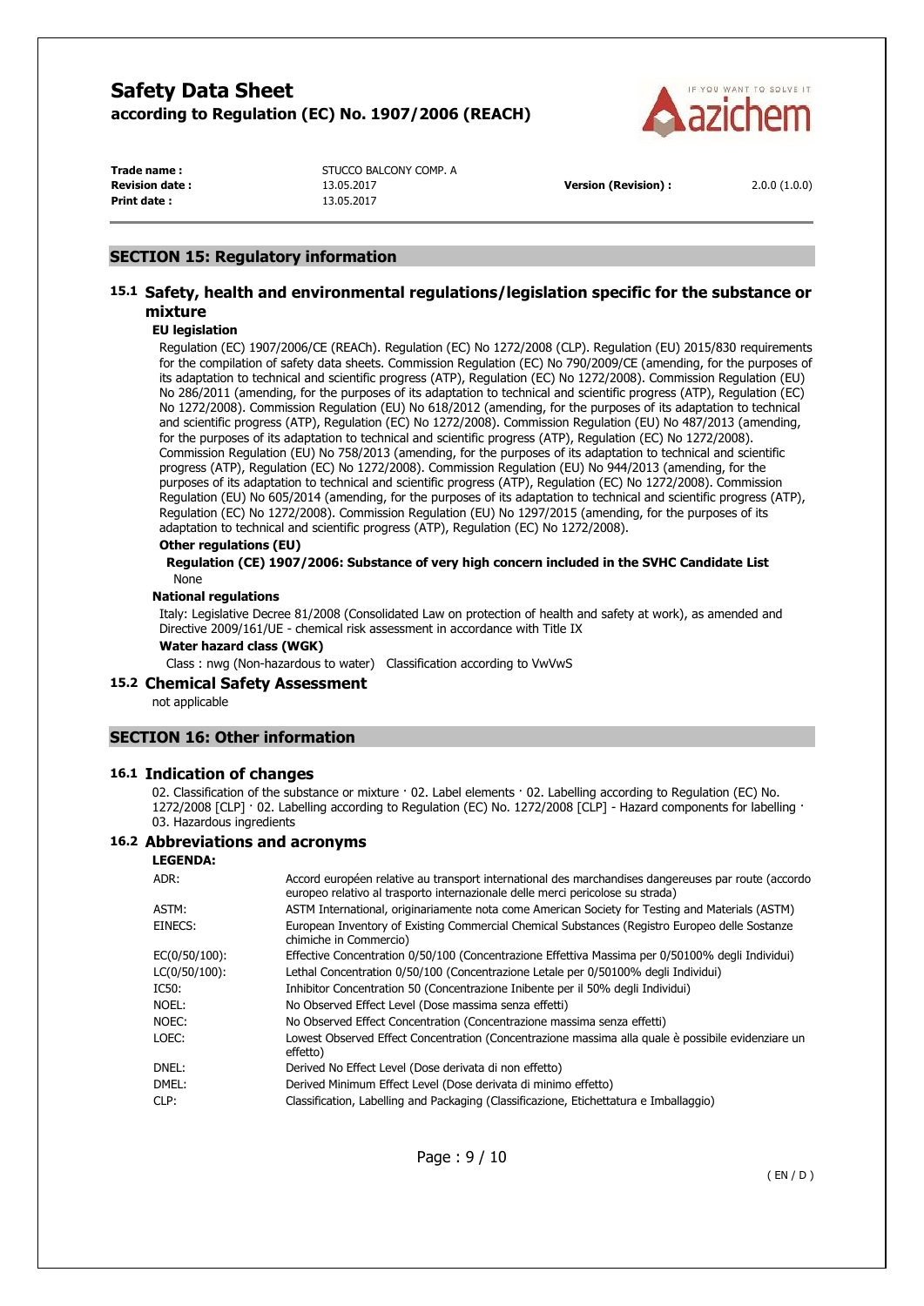## SECTION 15: Regulatory information

### 15.1 Safety, health and environmental regulations/legislation specific for the substance or mixture

**EU legislation**

Regulation (EC) 1907/2006/CE (REACh). Regulation (EC) No 1272/2008 (CLP). Regulation (EU) 2015/830 requirements for the compilation of safety data sheets. Commission Regulation (EC) No 790/2009/CE (amending, for the purposes of its adaptation to technical and scientific progress (ATP), Regulation (EC) No 1272/2008). Commission Regulation (EU) No 286/2011 (amending, for the purposes of its adaptation to technical and scientific progress (ATP), Regulation (EC) No 1272/2008). Commission Regulation (EU) No 618/2012 (amending, for the purposes of its adaptation to technical and scientific progress (ATP), Regulation (EC) No 1272/2008). Commission Regulation (EU) No 487/2013 (amending, for the purposes of its adaptation to technical and scientific progress (ATP), Regulation (EC) No 1272/2008). Commission Regulation (EU) No 758/2013 (amending, for the purposes of its adaptation to technical and scientific progress (ATP), Regulation (EC) No 1272/2008). Commission Regulation (EU) No 944/2013 (amending, for the purposes of its adaptation to technical and scientific progress (ATP), Regulation (EC) No 1272/2008). Commission Regulation (EU) No 605/2014 (amending, for the purposes of its adaptation to technical and scientific progress (ATP), Regulation (EC) No 1272/2008). Commission Regulation (EU) No 1297/2015 (amending, for the purposes of its adaptation to technical and scientific progress (ATP), Regulation (EC) No 1272/2008).

**Other regulations (EU)**

**Regulation (CE) 1907/2006: Substance of very high concern included in the SVHC Candidate List**

None

**National regulations**

Italy: Legislative Decree 81/2008 (Consolidated Law on protection of health and safety at work), as amended and Directive 2009/161/UE - chemical risk assessment in accordance with Title IX

**Water hazard class (WGK)**

Class : nwg (Non-hazardous to water) Classification according to VwVwS

### 15.2 Chemical Safety Assessment

not applicable

## SECTION 16: Other information

### 16.1 Indication of changes

02. Classification of the substance or mixture · 02. Label elements · 02. Labelling according to Regulation (EC) No. 1272/2008 [CLP] · 02. Labelling according to Regulation (EC) No. 1272/2008 [CLP] - Hazard components for labelling · 03. Hazardous ingredients

### 16.2 Abbreviations and acronyms

**LEGENDA:**

| | |
|---|---|
| ADR: | Accord européen relative au transport international des marchandises dangereuses par route (accordo europeo relativo al trasporto internazionale delle merci pericolose su strada) |
| ASTM: | ASTM International, originariamente nota come American Society for Testing and Materials (ASTM) |
| EINECS: | European Inventory of Existing Commercial Chemical Substances (Registro Europeo delle Sostanze chimiche in Commercio) |
| EC(0/50/100): | Effective Concentration 0/50/100 (Concentrazione Effettiva Massima per 0/50100% degli Individui) |
| LC(0/50/100): | Lethal Concentration 0/50/100 (Concentrazione Letale per 0/50100% degli Individui) |
| IC50: | Inhibitor Concentration 50 (Concentrazione Inibente per il 50% degli Individui) |
| NOEL: | No Observed Effect Level (Dose massima senza effetti) |
| NOEC: | No Observed Effect Concentration (Concentrazione massima senza effetti) |
| LOEC: | Lowest Observed Effect Concentration (Concentrazione massima alla quale è possibile evidenziare un effetto) |
| DNEL: | Derived No Effect Level (Dose derivata di non effetto) |
| DMEL: | Derived Minimum Effect Level (Dose derivata di minimo effetto) |
| CLP: | Classification, Labelling and Packaging (Classificazione, Etichettatura e Imballaggio) |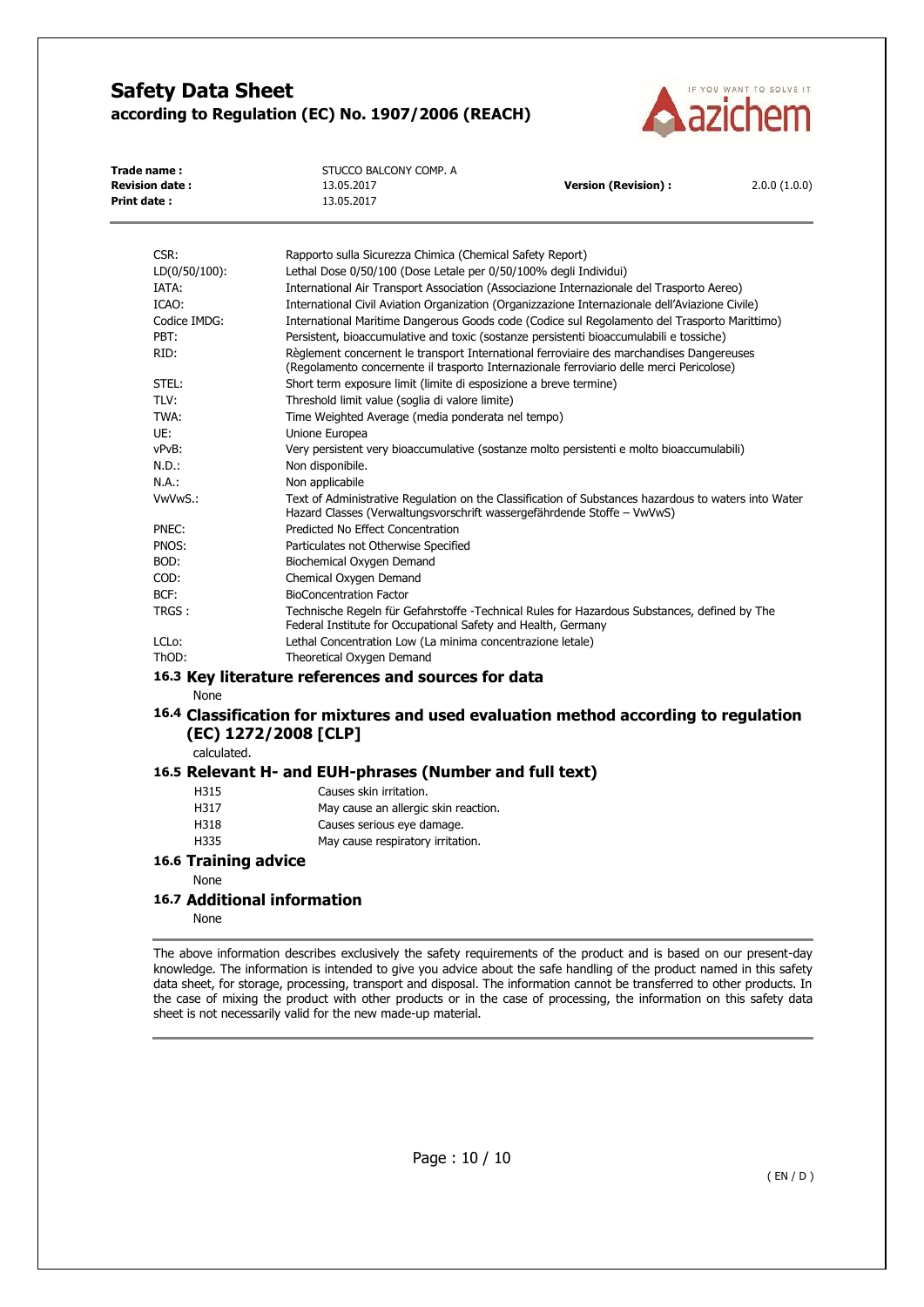| | |
|---|---|
| CSR: | Rapporto sulla Sicurezza Chimica (Chemical Safety Report) |
| LD(0/50/100): | Lethal Dose 0/50/100 (Dose Letale per 0/50/100% degli Individui) |
| IATA: | International Air Transport Association (Associazione Internazionale del Trasporto Aereo) |
| ICAO: | International Civil Aviation Organization (Organizzazione Internazionale dell'Aviazione Civile) |
| Codice IMDG: | International Maritime Dangerous Goods code (Codice sul Regolamento del Trasporto Marittimo) |
| PBT: | Persistent, bioaccumulative and toxic (sostanze persistenti bioaccumulabili e tossiche) |
| RID: | Règlement concernent le transport International ferroviaire des marchandises Dangereuses (Regolamento concernente il trasporto Internazionale ferroviario delle merci Pericolose) |
| STEL: | Short term exposure limit (limite di esposizione a breve termine) |
| TLV: | Threshold limit value (soglia di valore limite) |
| TWA: | Time Weighted Average (media ponderata nel tempo) |
| UE: | Unione Europea |
| vPvB: | Very persistent very bioaccumulative (sostanze molto persistenti e molto bioaccumulabili) |
| N.D.: | Non disponibile. |
| N.A.: | Non applicabile |
| VwVwS.: | Text of Administrative Regulation on the Classification of Substances hazardous to waters into Water Hazard Classes (Verwaltungsvorschrift wassergefährdende Stoffe – VwVwS) |
| PNEC: | Predicted No Effect Concentration |
| PNOS: | Particulates not Otherwise Specified |
| BOD: | Biochemical Oxygen Demand |
| COD: | Chemical Oxygen Demand |
| BCF: | BioConcentration Factor |
| TRGS : | Technische Regeln für Gefahrstoffe -Technical Rules for Hazardous Substances, defined by The Federal Institute for Occupational Safety and Health, Germany |
| LCLo: | Lethal Concentration Low (La minima concentrazione letale) |
| ThOD: | Theoretical Oxygen Demand |

## 16.3 Key literature references and sources for data

None

## 16.4 Classification for mixtures and used evaluation method according to regulation (EC) 1272/2008 [CLP]

calculated.

## 16.5 Relevant H- and EUH-phrases (Number and full text)

| | |
|---|---|
| H315 | Causes skin irritation. |
| H317 | May cause an allergic skin reaction. |
| H318 | Causes serious eye damage. |
| H335 | May cause respiratory irritation. |

## 16.6 Training advice

None

## 16.7 Additional information

None

The above information describes exclusively the safety requirements of the product and is based on our present-day knowledge. The information is intended to give you advice about the safe handling of the product named in this safety data sheet, for storage, processing, transport and disposal. The information cannot be transferred to other products. In the case of mixing the product with other products or in the case of processing, the information on this safety data sheet is not necessarily valid for the new made-up material.